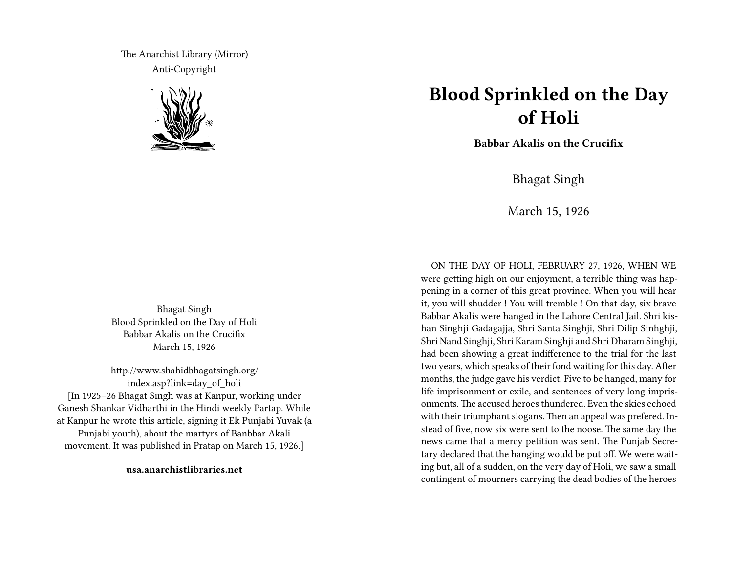The Anarchist Library (Mirror)
Anti-Copyright

Bhagat Singh
Blood Sprinkled on the Day of Holi
Babbar Akalis on the Crucifix
March 15, 1926

http://www.shahidbhagatsingh.org/index.asp?link=day_of_holi
[In 1925–26 Bhagat Singh was at Kanpur, working under Ganesh Shankar Vidharthi in the Hindi weekly Partap. While at Kanpur he wrote this article, signing it Ek Punjabi Yuvak (a Punjabi youth), about the martyrs of Banbbar Akali movement. It was published in Pratap on March 15, 1926.]

**usa.anarchistlibraries.net**

# Blood Sprinkled on the Day of Holi

### Babbar Akalis on the Crucifix

Bhagat Singh

March 15, 1926

ON THE DAY OF HOLI, FEBRUARY 27, 1926, WHEN WE were getting high on our enjoyment, a terrible thing was happening in a corner of this great province. When you will hear it, you will shudder ! You will tremble ! On that day, six brave Babbar Akalis were hanged in the Lahore Central Jail. Shri kishan Singhji Gadagajja, Shri Santa Singhji, Shri Dilip Sinhghji, Shri Nand Singhji, Shri Karam Singhji and Shri Dharam Singhji, had been showing a great indifference to the trial for the last two years, which speaks of their fond waiting for this day. After months, the judge gave his verdict. Five to be hanged, many for life imprisonment or exile, and sentences of very long imprisonments. The accused heroes thundered. Even the skies echoed with their triumphant slogans. Then an appeal was prefered. Instead of five, now six were sent to the noose. The same day the news came that a mercy petition was sent. The Punjab Secretary declared that the hanging would be put off. We were waiting but, all of a sudden, on the very day of Holi, we saw a small contingent of mourners carrying the dead bodies of the heroes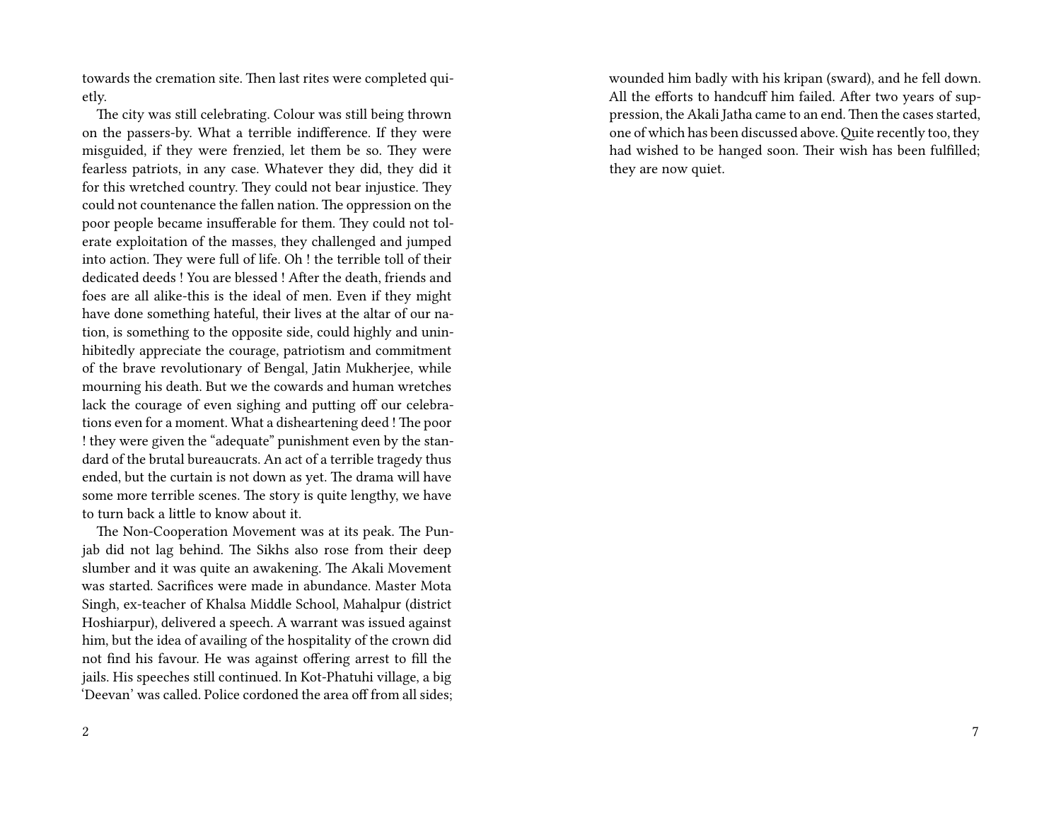towards the cremation site. Then last rites were completed quietly.

The city was still celebrating. Colour was still being thrown on the passers-by. What a terrible indifference. If they were misguided, if they were frenzied, let them be so. They were fearless patriots, in any case. Whatever they did, they did it for this wretched country. They could not bear injustice. They could not countenance the fallen nation. The oppression on the poor people became insufferable for them. They could not tolerate exploitation of the masses, they challenged and jumped into action. They were full of life. Oh ! the terrible toll of their dedicated deeds ! You are blessed ! After the death, friends and foes are all alike-this is the ideal of men. Even if they might have done something hateful, their lives at the altar of our nation, is something to the opposite side, could highly and uninhibitedly appreciate the courage, patriotism and commitment of the brave revolutionary of Bengal, Jatin Mukherjee, while mourning his death. But we the cowards and human wretches lack the courage of even sighing and putting off our celebrations even for a moment. What a disheartening deed ! The poor ! they were given the "adequate" punishment even by the standard of the brutal bureaucrats. An act of a terrible tragedy thus ended, but the curtain is not down as yet. The drama will have some more terrible scenes. The story is quite lengthy, we have to turn back a little to know about it.

The Non-Cooperation Movement was at its peak. The Punjab did not lag behind. The Sikhs also rose from their deep slumber and it was quite an awakening. The Akali Movement was started. Sacrifices were made in abundance. Master Mota Singh, ex-teacher of Khalsa Middle School, Mahalpur (district Hoshiarpur), delivered a speech. A warrant was issued against him, but the idea of availing of the hospitality of the crown did not find his favour. He was against offering arrest to fill the jails. His speeches still continued. In Kot-Phatuhi village, a big 'Deevan' was called. Police cordoned the area off from all sides;

wounded him badly with his kripan (sward), and he fell down. All the efforts to handcuff him failed. After two years of suppression, the Akali Jatha came to an end. Then the cases started, one of which has been discussed above. Quite recently too, they had wished to be hanged soon. Their wish has been fulfilled; they are now quiet.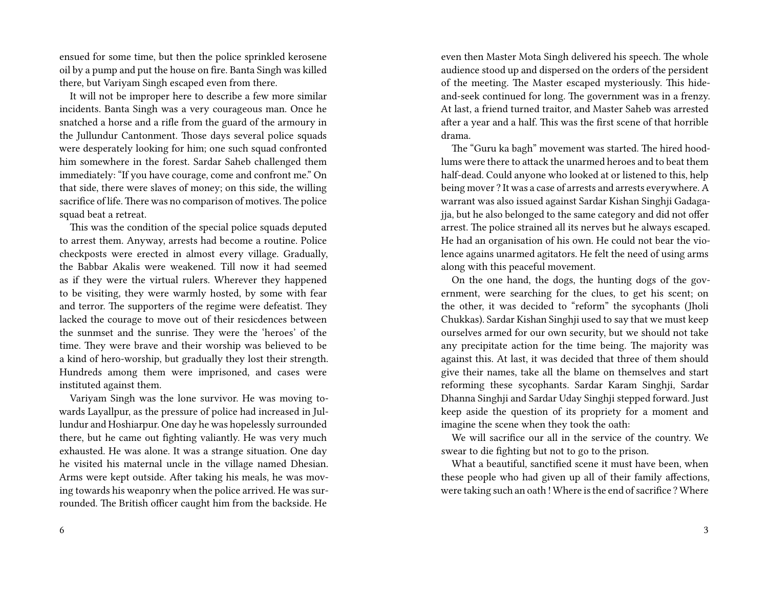ensued for some time, but then the police sprinkled kerosene oil by a pump and put the house on fire. Banta Singh was killed there, but Variyam Singh escaped even from there.

It will not be improper here to describe a few more similar incidents. Banta Singh was a very courageous man. Once he snatched a horse and a rifle from the guard of the armoury in the Jullundur Cantonment. Those days several police squads were desperately looking for him; one such squad confronted him somewhere in the forest. Sardar Saheb challenged them immediately: "If you have courage, come and confront me." On that side, there were slaves of money; on this side, the willing sacrifice of life. There was no comparison of motives. The police squad beat a retreat.

This was the condition of the special police squads deputed to arrest them. Anyway, arrests had become a routine. Police checkposts were erected in almost every village. Gradually, the Babbar Akalis were weakened. Till now it had seemed as if they were the virtual rulers. Wherever they happened to be visiting, they were warmly hosted, by some with fear and terror. The supporters of the regime were defeatist. They lacked the courage to move out of their resicdences between the sunmset and the sunrise. They were the 'heroes' of the time. They were brave and their worship was believed to be a kind of hero-worship, but gradually they lost their strength. Hundreds among them were imprisoned, and cases were instituted against them.

Variyam Singh was the lone survivor. He was moving towards Layallpur, as the pressure of police had increased in Jullundur and Hoshiarpur. One day he was hopelessly surrounded there, but he came out fighting valiantly. He was very much exhausted. He was alone. It was a strange situation. One day he visited his maternal uncle in the village named Dhesian. Arms were kept outside. After taking his meals, he was moving towards his weaponry when the police arrived. He was surrounded. The British officer caught him from the backside. He

even then Master Mota Singh delivered his speech. The whole audience stood up and dispersed on the orders of the persident of the meeting. The Master escaped mysteriously. This hide-and-seek continued for long. The government was in a frenzy. At last, a friend turned traitor, and Master Saheb was arrested after a year and a half. This was the first scene of that horrible drama.

The "Guru ka bagh" movement was started. The hired hoodlums were there to attack the unarmed heroes and to beat them half-dead. Could anyone who looked at or listened to this, help being mover ? It was a case of arrests and arrests everywhere. A warrant was also issued against Sardar Kishan Singhji Gadagajja, but he also belonged to the same category and did not offer arrest. The police strained all its nerves but he always escaped. He had an organisation of his own. He could not bear the violence agains unarmed agitators. He felt the need of using arms along with this peaceful movement.

On the one hand, the dogs, the hunting dogs of the government, were searching for the clues, to get his scent; on the other, it was decided to "reform" the sycophants (Jholi Chukkas). Sardar Kishan Singhji used to say that we must keep ourselves armed for our own security, but we should not take any precipitate action for the time being. The majority was against this. At last, it was decided that three of them should give their names, take all the blame on themselves and start reforming these sycophants. Sardar Karam Singhji, Sardar Dhanna Singhji and Sardar Uday Singhji stepped forward. Just keep aside the question of its propriety for a moment and imagine the scene when they took the oath:

We will sacrifice our all in the service of the country. We swear to die fighting but not to go to the prison.

What a beautiful, sanctified scene it must have been, when these people who had given up all of their family affections, were taking such an oath ! Where is the end of sacrifice ? Where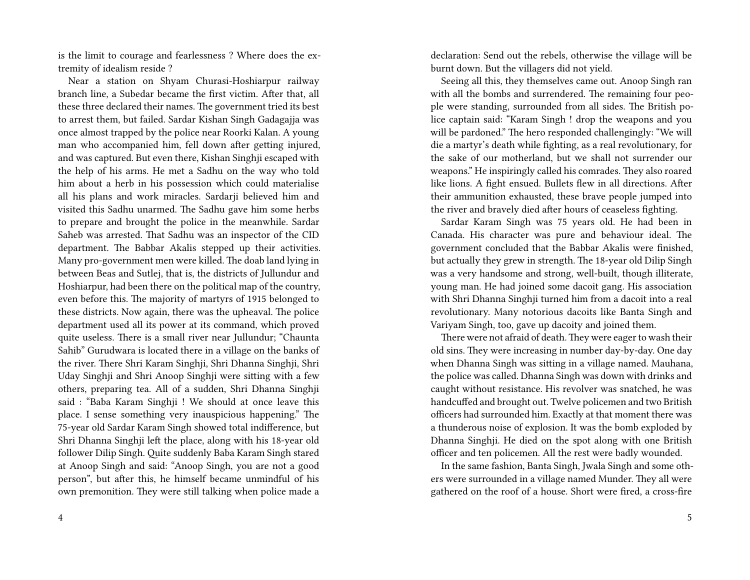is the limit to courage and fearlessness ? Where does the extremity of idealism reside ?

Near a station on Shyam Churasi-Hoshiarpur railway branch line, a Subedar became the first victim. After that, all these three declared their names. The government tried its best to arrest them, but failed. Sardar Kishan Singh Gadagajja was once almost trapped by the police near Roorki Kalan. A young man who accompanied him, fell down after getting injured, and was captured. But even there, Kishan Singhji escaped with the help of his arms. He met a Sadhu on the way who told him about a herb in his possession which could materialise all his plans and work miracles. Sardarji believed him and visited this Sadhu unarmed. The Sadhu gave him some herbs to prepare and brought the police in the meanwhile. Sardar Saheb was arrested. That Sadhu was an inspector of the CID department. The Babbar Akalis stepped up their activities. Many pro-government men were killed. The doab land lying in between Beas and Sutlej, that is, the districts of Jullundur and Hoshiarpur, had been there on the political map of the country, even before this. The majority of martyrs of 1915 belonged to these districts. Now again, there was the upheaval. The police department used all its power at its command, which proved quite useless. There is a small river near Jullundur; "Chaunta Sahib" Gurudwara is located there in a village on the banks of the river. There Shri Karam Singhji, Shri Dhanna Singhji, Shri Uday Singhji and Shri Anoop Singhji were sitting with a few others, preparing tea. All of a sudden, Shri Dhanna Singhji said : "Baba Karam Singhji ! We should at once leave this place. I sense something very inauspicious happening." The 75-year old Sardar Karam Singh showed total indifference, but Shri Dhanna Singhji left the place, along with his 18-year old follower Dilip Singh. Quite suddenly Baba Karam Singh stared at Anoop Singh and said: "Anoop Singh, you are not a good person", but after this, he himself became unmindful of his own premonition. They were still talking when police made a declaration: Send out the rebels, otherwise the village will be burnt down. But the villagers did not yield.

Seeing all this, they themselves came out. Anoop Singh ran with all the bombs and surrendered. The remaining four people were standing, surrounded from all sides. The British police captain said: "Karam Singh ! drop the weapons and you will be pardoned." The hero responded challengingly: "We will die a martyr's death while fighting, as a real revolutionary, for the sake of our motherland, but we shall not surrender our weapons." He inspiringly called his comrades. They also roared like lions. A fight ensued. Bullets flew in all directions. After their ammunition exhausted, these brave people jumped into the river and bravely died after hours of ceaseless fighting.

Sardar Karam Singh was 75 years old. He had been in Canada. His character was pure and behaviour ideal. The government concluded that the Babbar Akalis were finished, but actually they grew in strength. The 18-year old Dilip Singh was a very handsome and strong, well-built, though illiterate, young man. He had joined some dacoit gang. His association with Shri Dhanna Singhji turned him from a dacoit into a real revolutionary. Many notorious dacoits like Banta Singh and Variyam Singh, too, gave up dacoity and joined them.

There were not afraid of death. They were eager to wash their old sins. They were increasing in number day-by-day. One day when Dhanna Singh was sitting in a village named. Mauhana, the police was called. Dhanna Singh was down with drinks and caught without resistance. His revolver was snatched, he was handcuffed and brought out. Twelve policemen and two British officers had surrounded him. Exactly at that moment there was a thunderous noise of explosion. It was the bomb exploded by Dhanna Singhji. He died on the spot along with one British officer and ten policemen. All the rest were badly wounded.

In the same fashion, Banta Singh, Jwala Singh and some others were surrounded in a village named Munder. They all were gathered on the roof of a house. Short were fired, a cross-fire